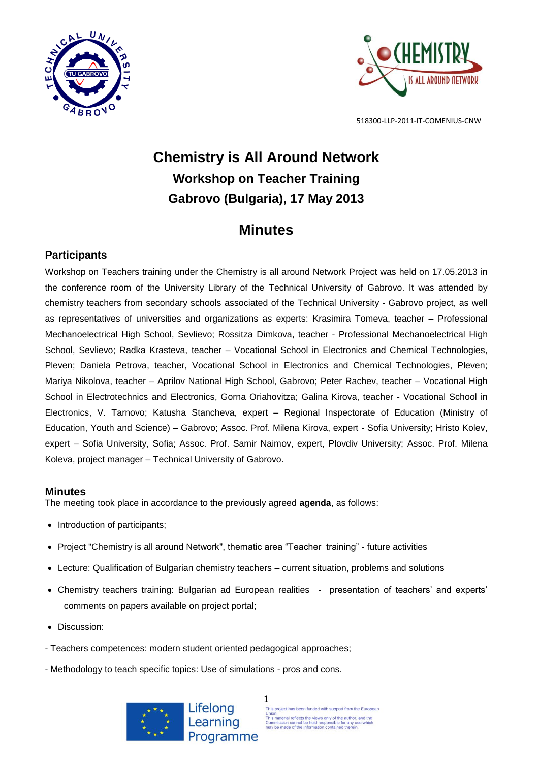518300-LLP-2011-IT-COMENIUS-CNW

# Chemistry is All Around Network

## Workshop on Teacher Training

## Gabrovo (Bulgaria), 17 May 2013

# Minutes

## Participants

Workshop on Teachers training under the Chemistry is all around Network Project was held on 17.05.2013 in the conference room of the University Library of the Technical University of Gabrovo. It was attended by chemistry teachers from secondary schools associated of the Technical University - Gabrovo project, as well as representatives of universities and organizations as experts: Krasimira Tomeva, teacher – Professional Mechanoelectrical High School, Sevlievo; Rossitza Dimkova, teacher - Professional Mechanoelectrical High School, Sevlievo; Radka Krasteva, teacher – Vocational School in Electronics and Chemical Technologies, Pleven; Daniela Petrova, teacher, Vocational School in Electronics and Chemical Technologies, Pleven; Mariya Nikolova, teacher – Aprilov National High School, Gabrovo; Peter Rachev, teacher – Vocational High School in Electrotechnics and Electronics, Gorna Oriahovitza; Galina Kirova, teacher - Vocational School in Electronics, V. Tarnovo; Katusha Stancheva, expert – Regional Inspectorate of Education (Ministry of Education, Youth and Science) – Gabrovo; Assoc. Prof. Milena Kirova, expert - Sofia University; Hristo Kolev, expert – Sofia University, Sofia; Assoc. Prof. Samir Naimov, expert, Plovdiv University; Assoc. Prof. Milena Koleva, project manager – Technical University of Gabrovo.

## Minutes

The meeting took place in accordance to the previously agreed **agenda**, as follows:

- Introduction of participants;
- Project "Chemistry is all around Network", thematic area “Teacher training” - future activities
- Lecture: Qualification of Bulgarian chemistry teachers – current situation, problems and solutions
- Chemistry teachers training: Bulgarian ad European realities - presentation of teachers’ and experts’ comments on papers available on project portal;
- Discussion:

- Teachers competences: modern student oriented pedagogical approaches;

- Methodology to teach specific topics: Use of simulations - pros and cons.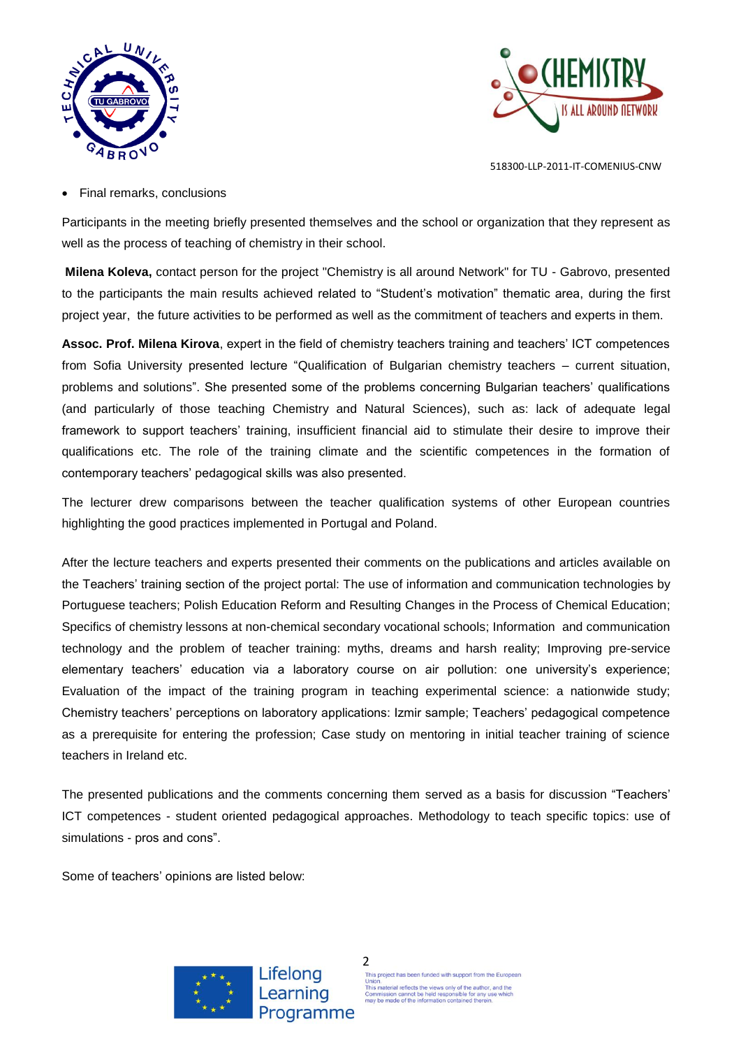- Final remarks, conclusions

Participants in the meeting briefly presented themselves and the school or organization that they represent as well as the process of teaching of chemistry in their school.

**Milena Koleva,** contact person for the project "Chemistry is all around Network" for TU - Gabrovo, presented to the participants the main results achieved related to “Student’s motivation” thematic area, during the first project year, the future activities to be performed as well as the commitment of teachers and experts in them.

**Assoc. Prof. Milena Kirova**, expert in the field of chemistry teachers training and teachers’ ICT competences from Sofia University presented lecture “Qualification of Bulgarian chemistry teachers – current situation, problems and solutions”. She presented some of the problems concerning Bulgarian teachers’ qualifications (and particularly of those teaching Chemistry and Natural Sciences), such as: lack of adequate legal framework to support teachers’ training, insufficient financial aid to stimulate their desire to improve their qualifications etc. The role of the training climate and the scientific competences in the formation of contemporary teachers’ pedagogical skills was also presented.

The lecturer drew comparisons between the teacher qualification systems of other European countries highlighting the good practices implemented in Portugal and Poland.

After the lecture teachers and experts presented their comments on the publications and articles available on the Teachers’ training section of the project portal: The use of information and communication technologies by Portuguese teachers; Polish Education Reform and Resulting Changes in the Process of Chemical Education; Specifics of chemistry lessons at non-chemical secondary vocational schools; Information and communication technology and the problem of teacher training: myths, dreams and harsh reality; Improving pre-service elementary teachers’ education via a laboratory course on air pollution: one university’s experience; Evaluation of the impact of the training program in teaching experimental science: a nationwide study; Chemistry teachers’ perceptions on laboratory applications: Izmir sample; Teachers’ pedagogical competence as a prerequisite for entering the profession; Case study on mentoring in initial teacher training of science teachers in Ireland etc.

The presented publications and the comments concerning them served as a basis for discussion “Teachers’ ICT competences - student oriented pedagogical approaches. Methodology to teach specific topics: use of simulations - pros and cons”.

Some of teachers’ opinions are listed below: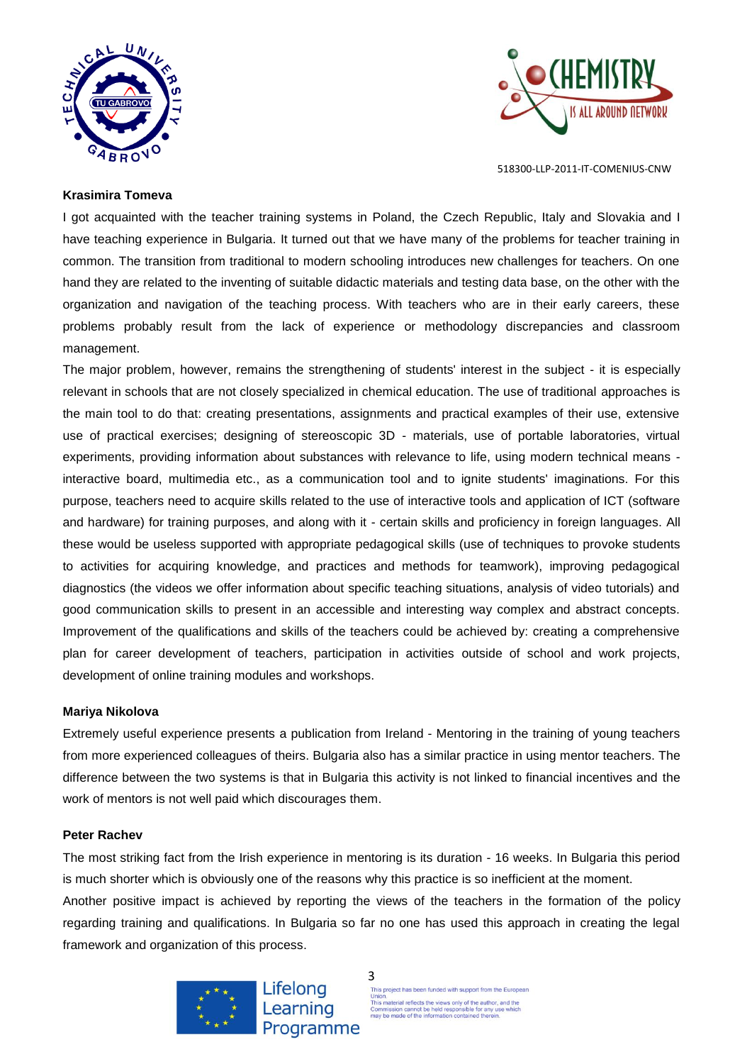**Krasimira Tomeva**

I got acquainted with the teacher training systems in Poland, the Czech Republic, Italy and Slovakia and I have teaching experience in Bulgaria. It turned out that we have many of the problems for teacher training in common. The transition from traditional to modern schooling introduces new challenges for teachers. On one hand they are related to the inventing of suitable didactic materials and testing data base, on the other with the organization and navigation of the teaching process. With teachers who are in their early careers, these problems probably result from the lack of experience or methodology discrepancies and classroom management.

The major problem, however, remains the strengthening of students' interest in the subject - it is especially relevant in schools that are not closely specialized in chemical education. The use of traditional approaches is the main tool to do that: creating presentations, assignments and practical examples of their use, extensive use of practical exercises; designing of stereoscopic 3D - materials, use of portable laboratories, virtual experiments, providing information about substances with relevance to life, using modern technical means - interactive board, multimedia etc., as a communication tool and to ignite students' imaginations. For this purpose, teachers need to acquire skills related to the use of interactive tools and application of ICT (software and hardware) for training purposes, and along with it - certain skills and proficiency in foreign languages. All these would be useless supported with appropriate pedagogical skills (use of techniques to provoke students to activities for acquiring knowledge, and practices and methods for teamwork), improving pedagogical diagnostics (the videos we offer information about specific teaching situations, analysis of video tutorials) and good communication skills to present in an accessible and interesting way complex and abstract concepts. Improvement of the qualifications and skills of the teachers could be achieved by: creating a comprehensive plan for career development of teachers, participation in activities outside of school and work projects, development of online training modules and workshops.

**Mariya Nikolova**

Extremely useful experience presents a publication from Ireland - Mentoring in the training of young teachers from more experienced colleagues of theirs. Bulgaria also has a similar practice in using mentor teachers. The difference between the two systems is that in Bulgaria this activity is not linked to financial incentives and the work of mentors is not well paid which discourages them.

**Peter Rachev**

The most striking fact from the Irish experience in mentoring is its duration - 16 weeks. In Bulgaria this period is much shorter which is obviously one of the reasons why this practice is so inefficient at the moment.

Another positive impact is achieved by reporting the views of the teachers in the formation of the policy regarding training and qualifications. In Bulgaria so far no one has used this approach in creating the legal framework and organization of this process.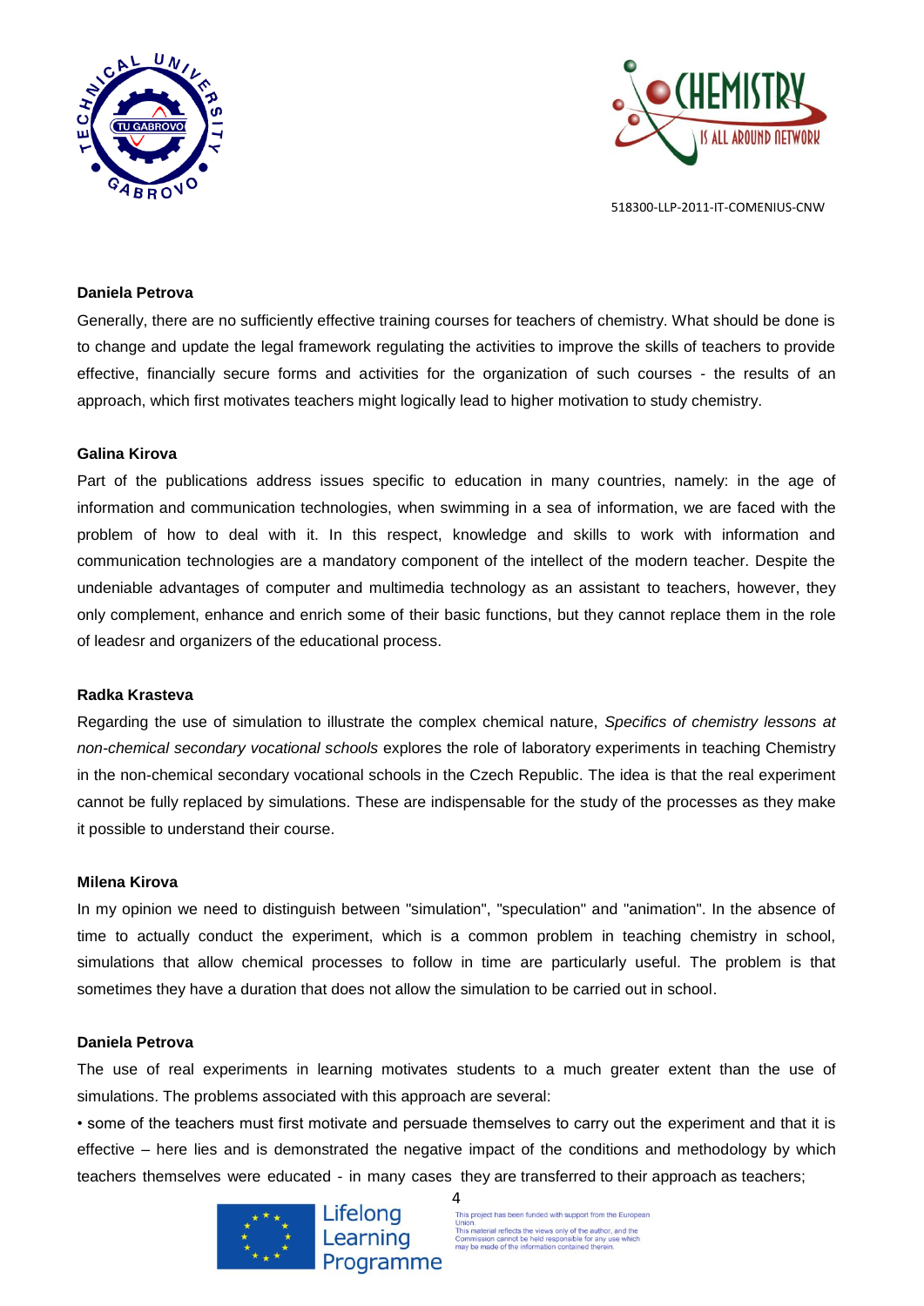**Daniela Petrova**

Generally, there are no sufficiently effective training courses for teachers of chemistry. What should be done is to change and update the legal framework regulating the activities to improve the skills of teachers to provide effective, financially secure forms and activities for the organization of such courses - the results of an approach, which first motivates teachers might logically lead to higher motivation to study chemistry.

**Galina Kirova**

Part of the publications address issues specific to education in many countries, namely: in the age of information and communication technologies, when swimming in a sea of information, we are faced with the problem of how to deal with it. In this respect, knowledge and skills to work with information and communication technologies are a mandatory component of the intellect of the modern teacher. Despite the undeniable advantages of computer and multimedia technology as an assistant to teachers, however, they only complement, enhance and enrich some of their basic functions, but they cannot replace them in the role of leadesr and organizers of the educational process.

**Radka Krasteva**

Regarding the use of simulation to illustrate the complex chemical nature, *Specifics of chemistry lessons at non-chemical secondary vocational schools* explores the role of laboratory experiments in teaching Chemistry in the non-chemical secondary vocational schools in the Czech Republic. The idea is that the real experiment cannot be fully replaced by simulations. These are indispensable for the study of the processes as they make it possible to understand their course.

**Milena Kirova**

In my opinion we need to distinguish between "simulation", "speculation" and "animation". In the absence of time to actually conduct the experiment, which is a common problem in teaching chemistry in school, simulations that allow chemical processes to follow in time are particularly useful. The problem is that sometimes they have a duration that does not allow the simulation to be carried out in school.

**Daniela Petrova**

The use of real experiments in learning motivates students to a much greater extent than the use of simulations. The problems associated with this approach are several:

• some of the teachers must first motivate and persuade themselves to carry out the experiment and that it is effective – here lies and is demonstrated the negative impact of the conditions and methodology by which teachers themselves were educated - in many cases they are transferred to their approach as teachers;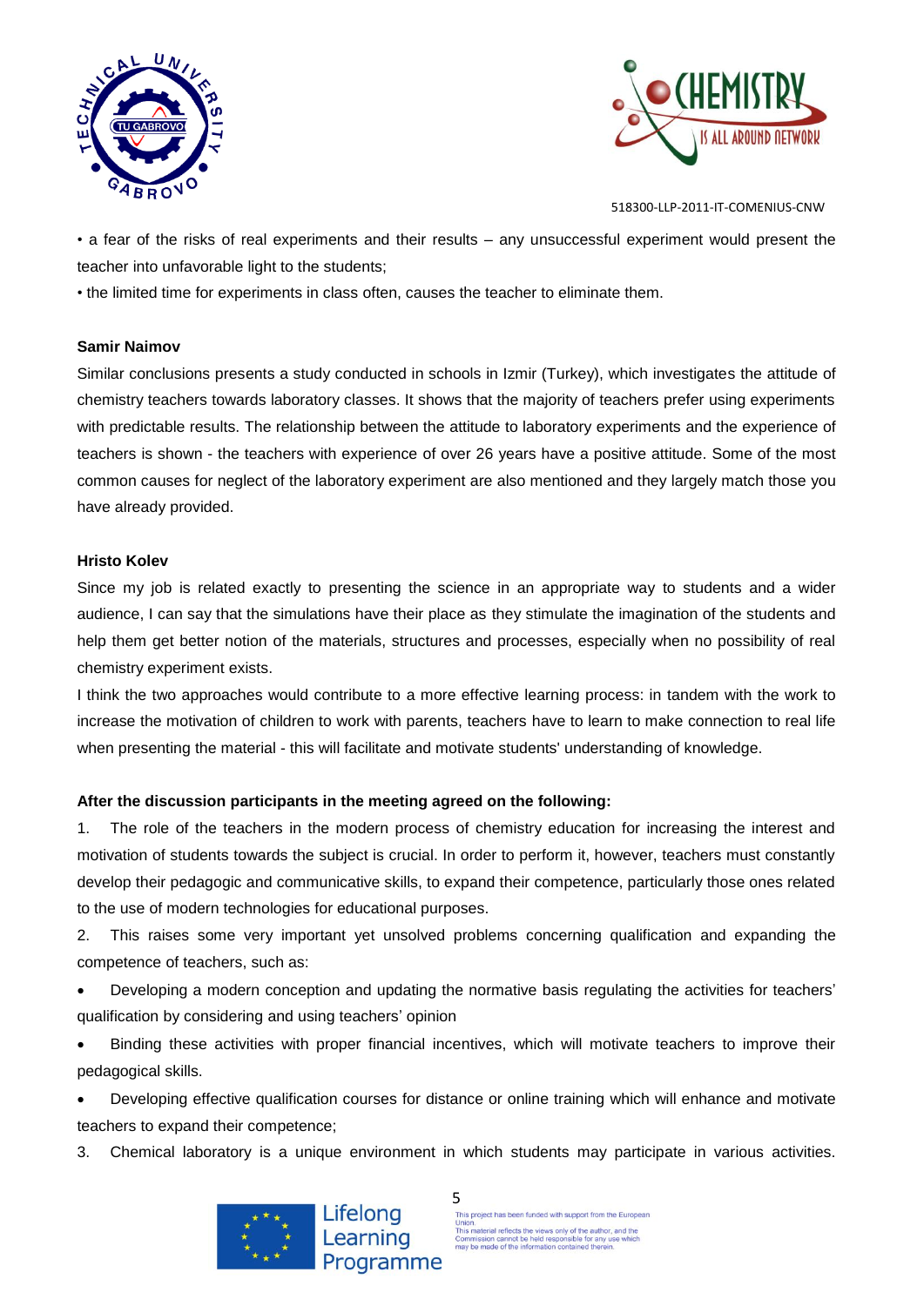• a fear of the risks of real experiments and their results – any unsuccessful experiment would present the teacher into unfavorable light to the students;

• the limited time for experiments in class often, causes the teacher to eliminate them.

**Samir Naimov**

Similar conclusions presents a study conducted in schools in Izmir (Turkey), which investigates the attitude of chemistry teachers towards laboratory classes. It shows that the majority of teachers prefer using experiments with predictable results. The relationship between the attitude to laboratory experiments and the experience of teachers is shown - the teachers with experience of over 26 years have a positive attitude. Some of the most common causes for neglect of the laboratory experiment are also mentioned and they largely match those you have already provided.

**Hristo Kolev**

Since my job is related exactly to presenting the science in an appropriate way to students and a wider audience, I can say that the simulations have their place as they stimulate the imagination of the students and help them get better notion of the materials, structures and processes, especially when no possibility of real chemistry experiment exists.

I think the two approaches would contribute to a more effective learning process: in tandem with the work to increase the motivation of children to work with parents, teachers have to learn to make connection to real life when presenting the material - this will facilitate and motivate students' understanding of knowledge.

**After the discussion participants in the meeting agreed on the following:**

1. The role of the teachers in the modern process of chemistry education for increasing the interest and motivation of students towards the subject is crucial. In order to perform it, however, teachers must constantly develop their pedagogic and communicative skills, to expand their competence, particularly those ones related to the use of modern technologies for educational purposes.

2. This raises some very important yet unsolved problems concerning qualification and expanding the competence of teachers, such as:

- Developing a modern conception and updating the normative basis regulating the activities for teachers' qualification by considering and using teachers' opinion
- Binding these activities with proper financial incentives, which will motivate teachers to improve their pedagogical skills.
- Developing effective qualification courses for distance or online training which will enhance and motivate teachers to expand their competence;

3. Chemical laboratory is a unique environment in which students may participate in various activities.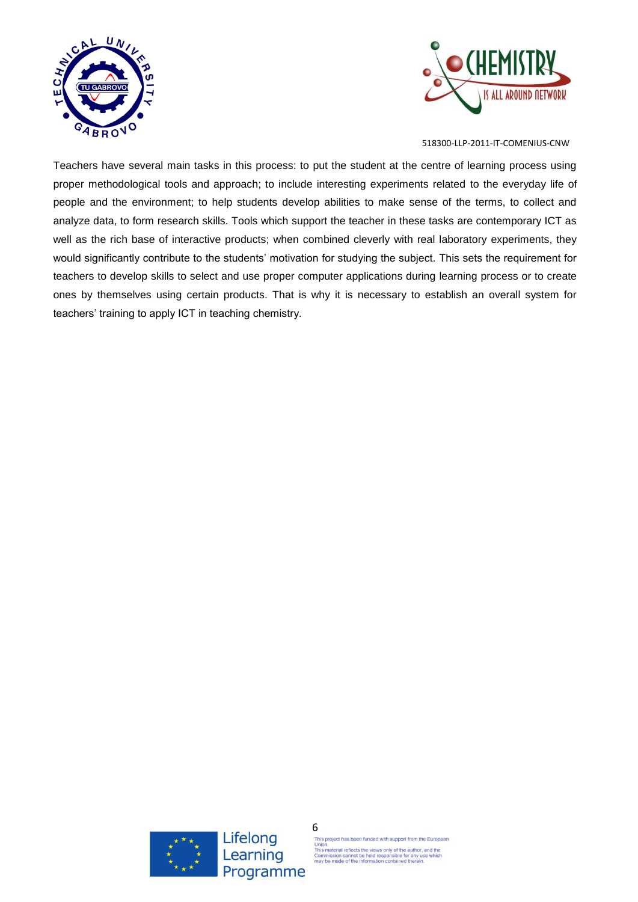Teachers have several main tasks in this process: to put the student at the centre of learning process using proper methodological tools and approach; to include interesting experiments related to the everyday life of people and the environment; to help students develop abilities to make sense of the terms, to collect and analyze data, to form research skills. Tools which support the teacher in these tasks are contemporary ICT as well as the rich base of interactive products; when combined cleverly with real laboratory experiments, they would significantly contribute to the students' motivation for studying the subject. This sets the requirement for teachers to develop skills to select and use proper computer applications during learning process or to create ones by themselves using certain products. That is why it is necessary to establish an overall system for teachers' training to apply ICT in teaching chemistry.